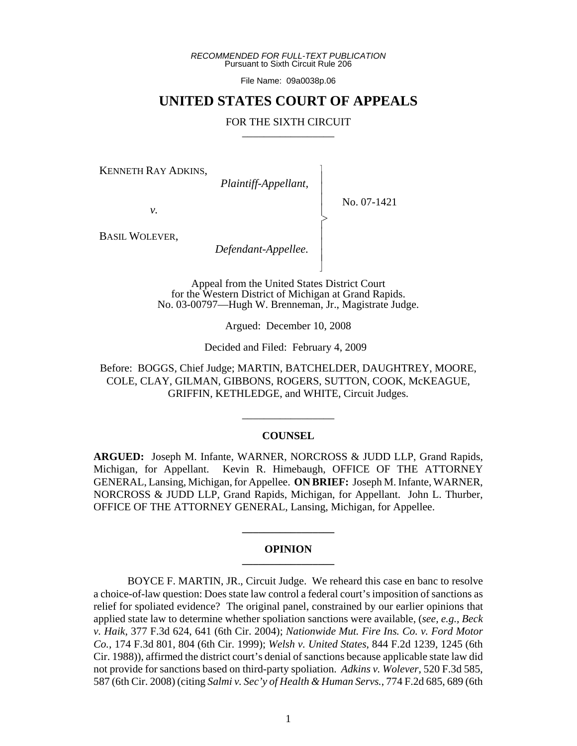RECOMMENDED FOR FULL-TEXT PUBLICATION
Pursuant to Sixth Circuit Rule 206

File Name: 09a0038p.06

# UNITED STATES COURT OF APPEALS

FOR THE SIXTH CIRCUIT

---

KENNETH RAY ADKINS,
*Plaintiff-Appellant,*

*v.*

BASIL WOLEVER,
*Defendant-Appellee.*

No. 07-1421

Appeal from the United States District Court
for the Western District of Michigan at Grand Rapids.
No. 03-00797—Hugh W. Brenneman, Jr., Magistrate Judge.

Argued: December 10, 2008

Decided and Filed: February 4, 2009

Before: BOGGS, Chief Judge; MARTIN, BATCHELDER, DAUGHTREY, MOORE, COLE, CLAY, GILMAN, GIBBONS, ROGERS, SUTTON, COOK, McKEAGUE, GRIFFIN, KETHLEDGE, and WHITE, Circuit Judges.

---

## COUNSEL

**ARGUED:** Joseph M. Infante, WARNER, NORCROSS & JUDD LLP, Grand Rapids, Michigan, for Appellant. Kevin R. Himebaugh, OFFICE OF THE ATTORNEY GENERAL, Lansing, Michigan, for Appellee. **ON BRIEF:** Joseph M. Infante, WARNER, NORCROSS & JUDD LLP, Grand Rapids, Michigan, for Appellant. John L. Thurber, OFFICE OF THE ATTORNEY GENERAL, Lansing, Michigan, for Appellee.

---

## OPINION

---

BOYCE F. MARTIN, JR., Circuit Judge. We reheard this case en banc to resolve a choice-of-law question: Does state law control a federal court's imposition of sanctions as relief for spoliated evidence? The original panel, constrained by our earlier opinions that applied state law to determine whether spoliation sanctions were available, (*see, e.g., Beck v. Haik*, 377 F.3d 624, 641 (6th Cir. 2004); *Nationwide Mut. Fire Ins. Co. v. Ford Motor Co.*, 174 F.3d 801, 804 (6th Cir. 1999); *Welsh v. United States*, 844 F.2d 1239, 1245 (6th Cir. 1988)), affirmed the district court's denial of sanctions because applicable state law did not provide for sanctions based on third-party spoliation. *Adkins v. Wolever*, 520 F.3d 585, 587 (6th Cir. 2008) (citing *Salmi v. Sec'y of Health & Human Servs.*, 774 F.2d 685, 689 (6th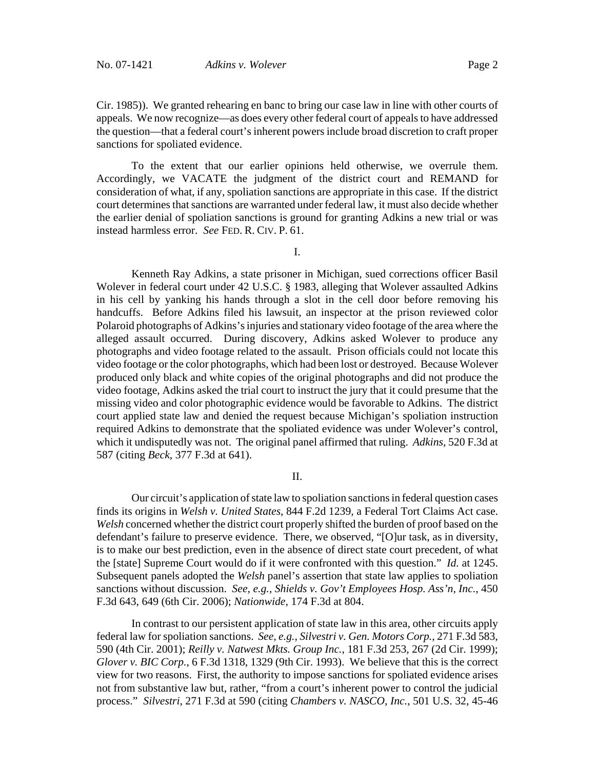Cir. 1985)). We granted rehearing en banc to bring our case law in line with other courts of appeals. We now recognize—as does every other federal court of appeals to have addressed the question—that a federal court's inherent powers include broad discretion to craft proper sanctions for spoliated evidence.

To the extent that our earlier opinions held otherwise, we overrule them. Accordingly, we VACATE the judgment of the district court and REMAND for consideration of what, if any, spoliation sanctions are appropriate in this case. If the district court determines that sanctions are warranted under federal law, it must also decide whether the earlier denial of spoliation sanctions is ground for granting Adkins a new trial or was instead harmless error. *See* FED. R. CIV. P. 61.

## I.

Kenneth Ray Adkins, a state prisoner in Michigan, sued corrections officer Basil Wolever in federal court under 42 U.S.C. § 1983, alleging that Wolever assaulted Adkins in his cell by yanking his hands through a slot in the cell door before removing his handcuffs. Before Adkins filed his lawsuit, an inspector at the prison reviewed color Polaroid photographs of Adkins's injuries and stationary video footage of the area where the alleged assault occurred. During discovery, Adkins asked Wolever to produce any photographs and video footage related to the assault. Prison officials could not locate this video footage or the color photographs, which had been lost or destroyed. Because Wolever produced only black and white copies of the original photographs and did not produce the video footage, Adkins asked the trial court to instruct the jury that it could presume that the missing video and color photographic evidence would be favorable to Adkins. The district court applied state law and denied the request because Michigan's spoliation instruction required Adkins to demonstrate that the spoliated evidence was under Wolever's control, which it undisputedly was not. The original panel affirmed that ruling. *Adkins*, 520 F.3d at 587 (citing *Beck*, 377 F.3d at 641).

## II.

Our circuit's application of state law to spoliation sanctions in federal question cases finds its origins in *Welsh v. United States*, 844 F.2d 1239, a Federal Tort Claims Act case. *Welsh* concerned whether the district court properly shifted the burden of proof based on the defendant's failure to preserve evidence. There, we observed, "[O]ur task, as in diversity, is to make our best prediction, even in the absence of direct state court precedent, of what the [state] Supreme Court would do if it were confronted with this question." *Id.* at 1245. Subsequent panels adopted the *Welsh* panel's assertion that state law applies to spoliation sanctions without discussion. *See, e.g., Shields v. Gov't Employees Hosp. Ass'n, Inc.*, 450 F.3d 643, 649 (6th Cir. 2006); *Nationwide*, 174 F.3d at 804.

In contrast to our persistent application of state law in this area, other circuits apply federal law for spoliation sanctions. *See, e.g., Silvestri v. Gen. Motors Corp.*, 271 F.3d 583, 590 (4th Cir. 2001); *Reilly v. Natwest Mkts. Group Inc.*, 181 F.3d 253, 267 (2d Cir. 1999); *Glover v. BIC Corp.*, 6 F.3d 1318, 1329 (9th Cir. 1993). We believe that this is the correct view for two reasons. First, the authority to impose sanctions for spoliated evidence arises not from substantive law but, rather, "from a court's inherent power to control the judicial process." *Silvestri*, 271 F.3d at 590 (citing *Chambers v. NASCO, Inc.*, 501 U.S. 32, 45-46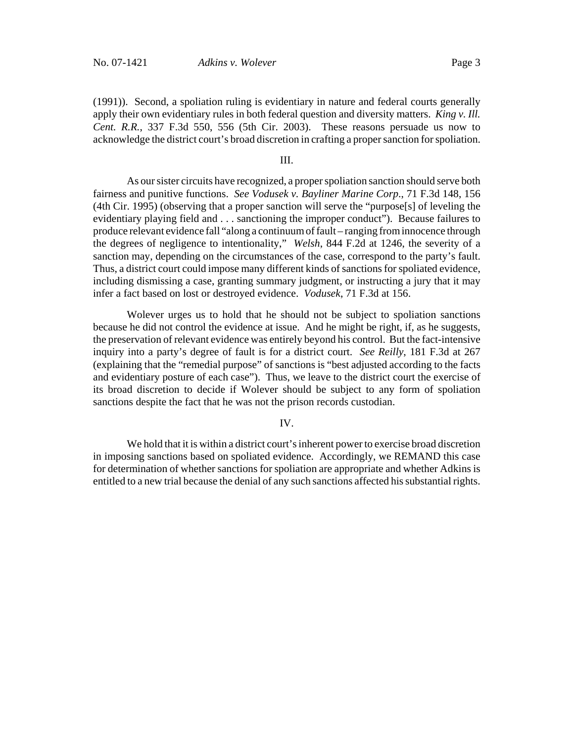(1991)). Second, a spoliation ruling is evidentiary in nature and federal courts generally apply their own evidentiary rules in both federal question and diversity matters. *King v. Ill. Cent. R.R.*, 337 F.3d 550, 556 (5th Cir. 2003). These reasons persuade us now to acknowledge the district court's broad discretion in crafting a proper sanction for spoliation.

III.

As our sister circuits have recognized, a proper spoliation sanction should serve both fairness and punitive functions. *See Vodusek v. Bayliner Marine Corp*., 71 F.3d 148, 156 (4th Cir. 1995) (observing that a proper sanction will serve the "purpose[s] of leveling the evidentiary playing field and . . . sanctioning the improper conduct"). Because failures to produce relevant evidence fall "along a continuum of fault – ranging from innocence through the degrees of negligence to intentionality," *Welsh*, 844 F.2d at 1246, the severity of a sanction may, depending on the circumstances of the case, correspond to the party's fault. Thus, a district court could impose many different kinds of sanctions for spoliated evidence, including dismissing a case, granting summary judgment, or instructing a jury that it may infer a fact based on lost or destroyed evidence. *Vodusek*, 71 F.3d at 156.

Wolever urges us to hold that he should not be subject to spoliation sanctions because he did not control the evidence at issue. And he might be right, if, as he suggests, the preservation of relevant evidence was entirely beyond his control. But the fact-intensive inquiry into a party's degree of fault is for a district court. *See Reilly*, 181 F.3d at 267 (explaining that the "remedial purpose" of sanctions is "best adjusted according to the facts and evidentiary posture of each case"). Thus, we leave to the district court the exercise of its broad discretion to decide if Wolever should be subject to any form of spoliation sanctions despite the fact that he was not the prison records custodian.

IV.

We hold that it is within a district court's inherent power to exercise broad discretion in imposing sanctions based on spoliated evidence. Accordingly, we REMAND this case for determination of whether sanctions for spoliation are appropriate and whether Adkins is entitled to a new trial because the denial of any such sanctions affected his substantial rights.